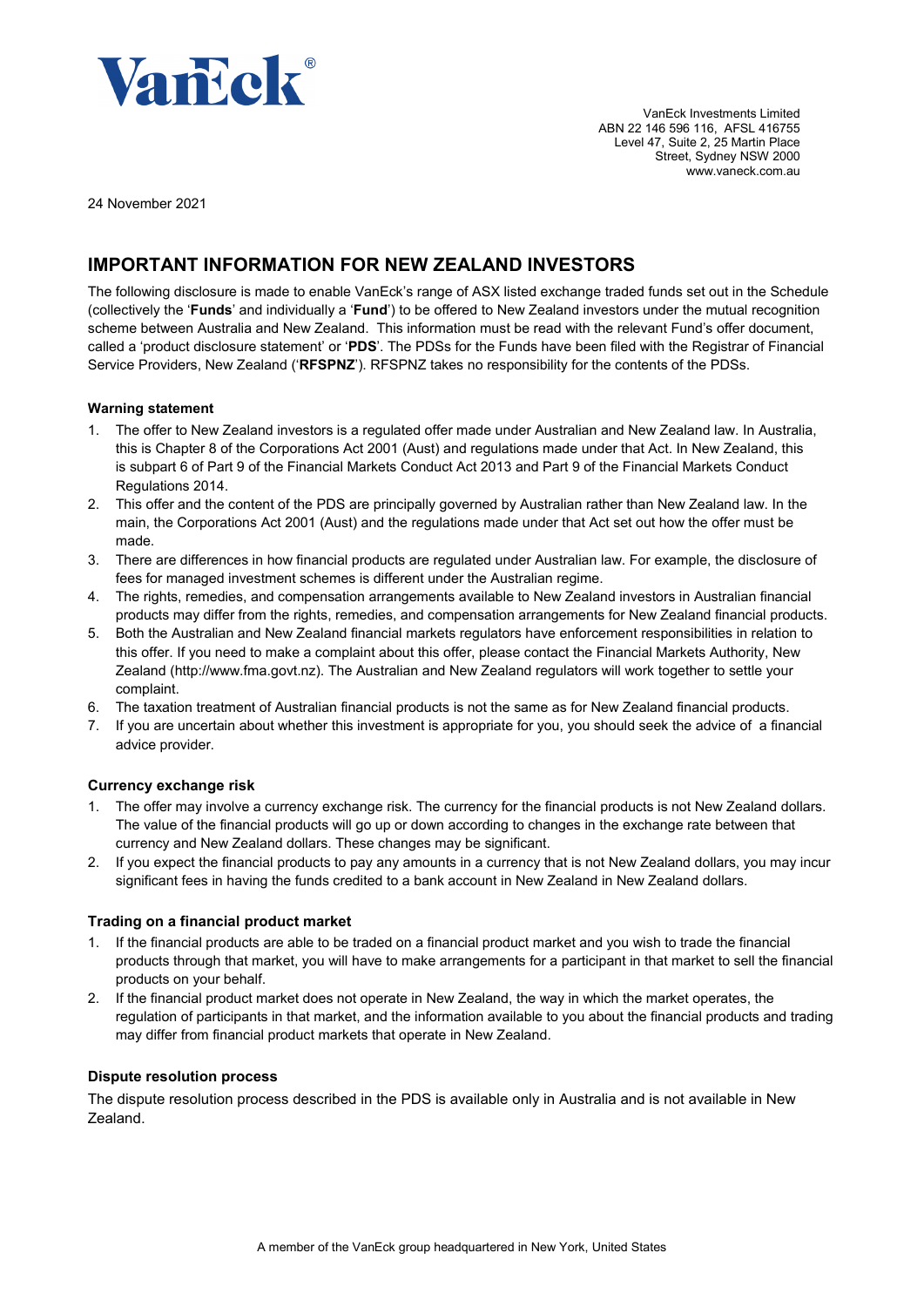VanEck®

VanEck Investments Limited
ABN 22 146 596 116, AFSL 416755
Level 47, Suite 2, 25 Martin Place
Street, Sydney NSW 2000
www.vaneck.com.au

24 November 2021

## IMPORTANT INFORMATION FOR NEW ZEALAND INVESTORS

The following disclosure is made to enable VanEck's range of ASX listed exchange traded funds set out in the Schedule (collectively the '**Funds**' and individually a '**Fund**') to be offered to New Zealand investors under the mutual recognition scheme between Australia and New Zealand. This information must be read with the relevant Fund's offer document, called a 'product disclosure statement' or '**PDS**'. The PDSs for the Funds have been filed with the Registrar of Financial Service Providers, New Zealand ('**RFSPNZ**'). RFSPNZ takes no responsibility for the contents of the PDSs.

#### Warning statement

1. The offer to New Zealand investors is a regulated offer made under Australian and New Zealand law. In Australia, this is Chapter 8 of the Corporations Act 2001 (Aust) and regulations made under that Act. In New Zealand, this is subpart 6 of Part 9 of the Financial Markets Conduct Act 2013 and Part 9 of the Financial Markets Conduct Regulations 2014.
2. This offer and the content of the PDS are principally governed by Australian rather than New Zealand law. In the main, the Corporations Act 2001 (Aust) and the regulations made under that Act set out how the offer must be made.
3. There are differences in how financial products are regulated under Australian law. For example, the disclosure of fees for managed investment schemes is different under the Australian regime.
4. The rights, remedies, and compensation arrangements available to New Zealand investors in Australian financial products may differ from the rights, remedies, and compensation arrangements for New Zealand financial products.
5. Both the Australian and New Zealand financial markets regulators have enforcement responsibilities in relation to this offer. If you need to make a complaint about this offer, please contact the Financial Markets Authority, New Zealand (http://www.fma.govt.nz). The Australian and New Zealand regulators will work together to settle your complaint.
6. The taxation treatment of Australian financial products is not the same as for New Zealand financial products.
7. If you are uncertain about whether this investment is appropriate for you, you should seek the advice of a financial advice provider.

#### Currency exchange risk

1. The offer may involve a currency exchange risk. The currency for the financial products is not New Zealand dollars. The value of the financial products will go up or down according to changes in the exchange rate between that currency and New Zealand dollars. These changes may be significant.
2. If you expect the financial products to pay any amounts in a currency that is not New Zealand dollars, you may incur significant fees in having the funds credited to a bank account in New Zealand in New Zealand dollars.

#### Trading on a financial product market

1. If the financial products are able to be traded on a financial product market and you wish to trade the financial products through that market, you will have to make arrangements for a participant in that market to sell the financial products on your behalf.
2. If the financial product market does not operate in New Zealand, the way in which the market operates, the regulation of participants in that market, and the information available to you about the financial products and trading may differ from financial product markets that operate in New Zealand.

#### Dispute resolution process

The dispute resolution process described in the PDS is available only in Australia and is not available in New Zealand.

A member of the VanEck group headquartered in New York, United States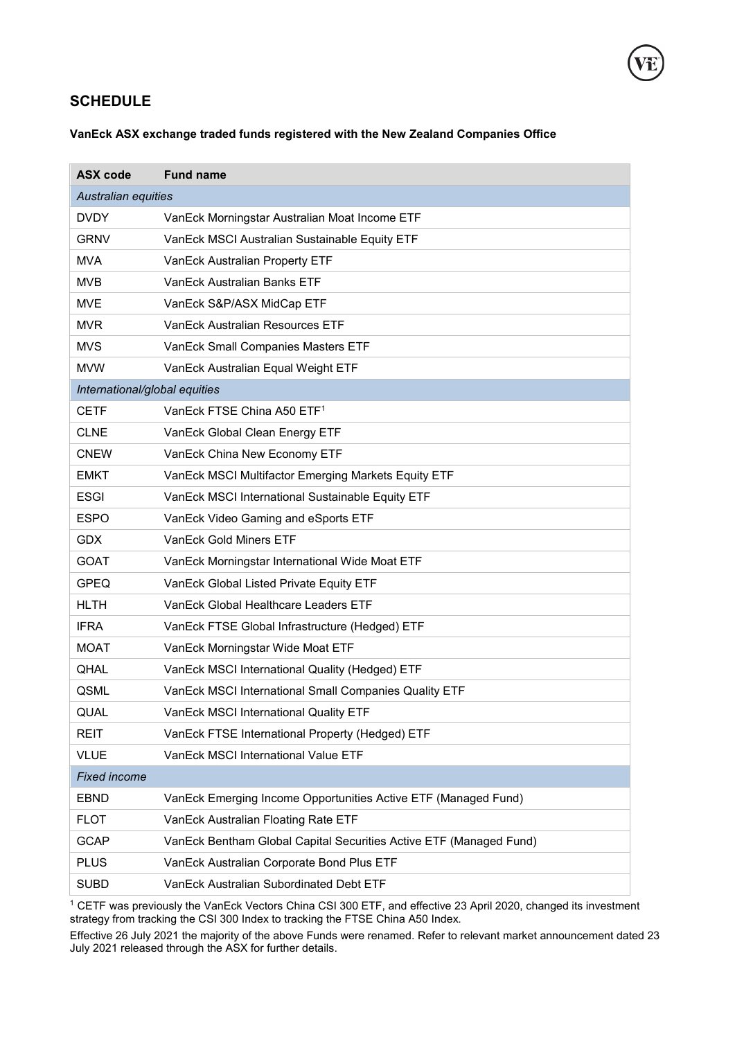## SCHEDULE

**VanEck ASX exchange traded funds registered with the New Zealand Companies Office**

| ASX code | Fund name |
|---|---|
| *Australian equities* | |
| DVDY | VanEck Morningstar Australian Moat Income ETF |
| GRNV | VanEck MSCI Australian Sustainable Equity ETF |
| MVA | VanEck Australian Property ETF |
| MVB | VanEck Australian Banks ETF |
| MVE | VanEck S&P/ASX MidCap ETF |
| MVR | VanEck Australian Resources ETF |
| MVS | VanEck Small Companies Masters ETF |
| MVW | VanEck Australian Equal Weight ETF |
| *International/global equities* | |
| CETF | VanEck FTSE China A50 ETF[1] |
| CLNE | VanEck Global Clean Energy ETF |
| CNEW | VanEck China New Economy ETF |
| EMKT | VanEck MSCI Multifactor Emerging Markets Equity ETF |
| ESGI | VanEck MSCI International Sustainable Equity ETF |
| ESPO | VanEck Video Gaming and eSports ETF |
| GDX | VanEck Gold Miners ETF |
| GOAT | VanEck Morningstar International Wide Moat ETF |
| GPEQ | VanEck Global Listed Private Equity ETF |
| HLTH | VanEck Global Healthcare Leaders ETF |
| IFRA | VanEck FTSE Global Infrastructure (Hedged) ETF |
| MOAT | VanEck Morningstar Wide Moat ETF |
| QHAL | VanEck MSCI International Quality (Hedged) ETF |
| QSML | VanEck MSCI International Small Companies Quality ETF |
| QUAL | VanEck MSCI International Quality ETF |
| REIT | VanEck FTSE International Property (Hedged) ETF |
| VLUE | VanEck MSCI International Value ETF |
| *Fixed income* | |
| EBND | VanEck Emerging Income Opportunities Active ETF (Managed Fund) |
| FLOT | VanEck Australian Floating Rate ETF |
| GCAP | VanEck Bentham Global Capital Securities Active ETF (Managed Fund) |
| PLUS | VanEck Australian Corporate Bond Plus ETF |
| SUBD | VanEck Australian Subordinated Debt ETF |

[1] CETF was previously the VanEck Vectors China CSI 300 ETF, and effective 23 April 2020, changed its investment strategy from tracking the CSI 300 Index to tracking the FTSE China A50 Index.

Effective 26 July 2021 the majority of the above Funds were renamed. Refer to relevant market announcement dated 23 July 2021 released through the ASX for further details.